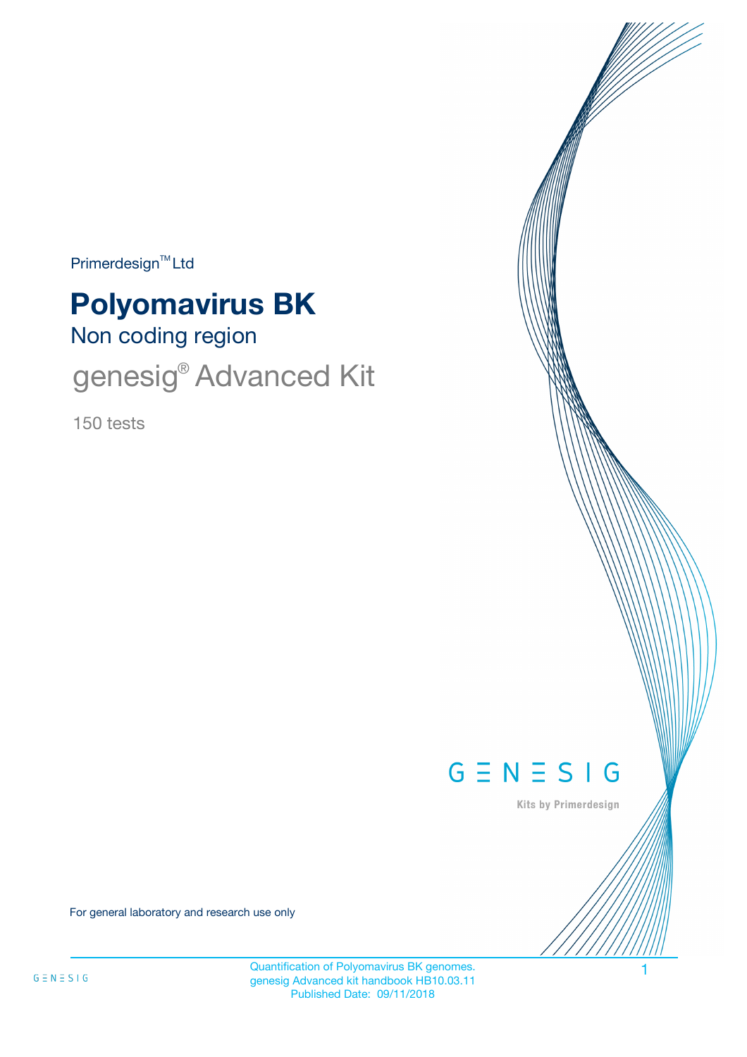Primerdesign™ Ltd

# Polyomavirus BK

## Non coding region

## genesig® Advanced Kit

150 tests

GENESIG

Kits by Primerdesign

For general laboratory and research use only

Quantification of Polyomavirus BK genomes.
genesig Advanced kit handbook HB10.03.11
Published Date: 09/11/2018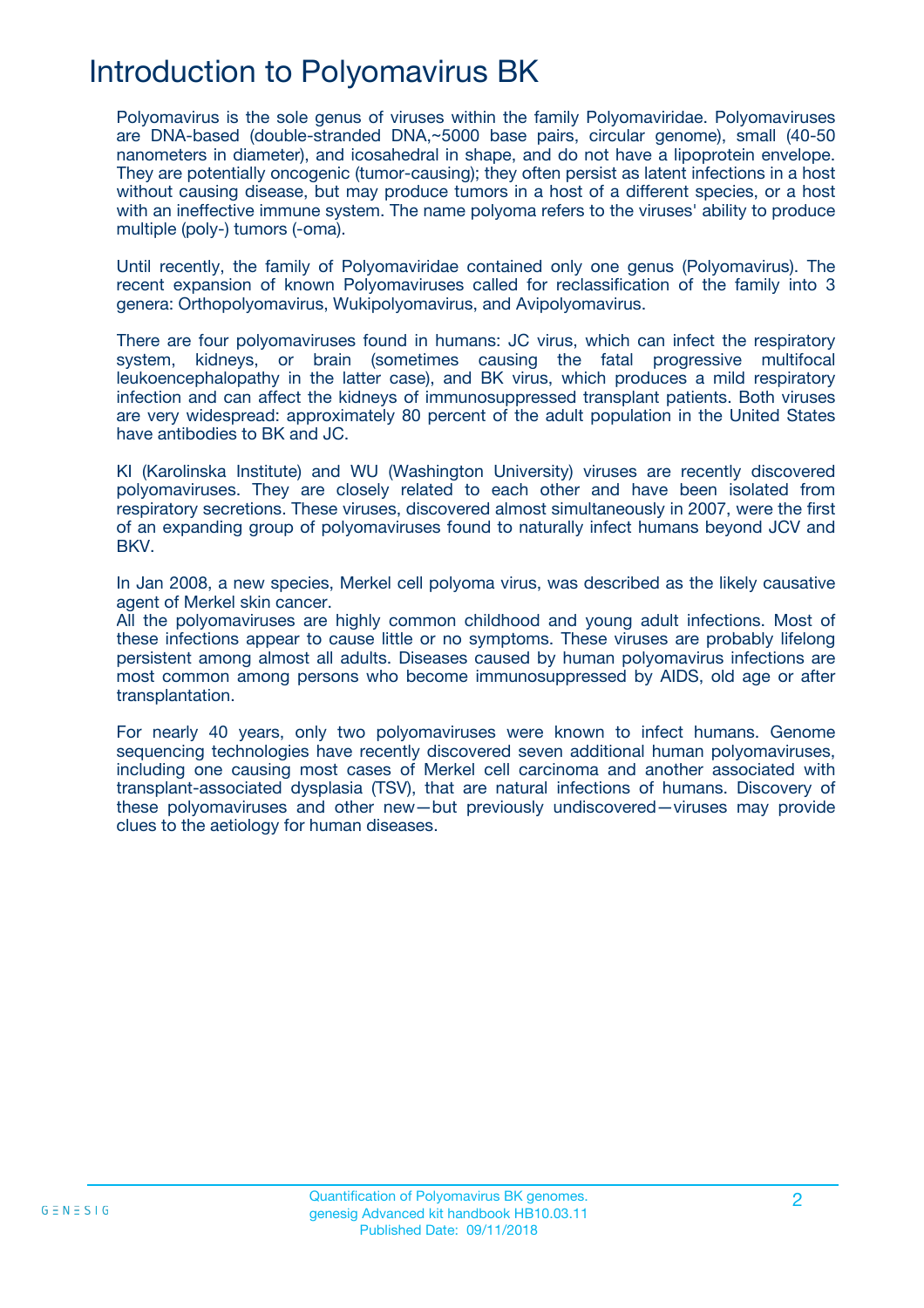# Introduction to Polyomavirus BK

Polyomavirus is the sole genus of viruses within the family Polyomaviridae. Polyomaviruses are DNA-based (double-stranded DNA,~5000 base pairs, circular genome), small (40-50 nanometers in diameter), and icosahedral in shape, and do not have a lipoprotein envelope. They are potentially oncogenic (tumor-causing); they often persist as latent infections in a host without causing disease, but may produce tumors in a host of a different species, or a host with an ineffective immune system. The name polyoma refers to the viruses' ability to produce multiple (poly-) tumors (-oma).

Until recently, the family of Polyomaviridae contained only one genus (Polyomavirus). The recent expansion of known Polyomaviruses called for reclassification of the family into 3 genera: Orthopolyomavirus, Wukipolyomavirus, and Avipolyomavirus.

There are four polyomaviruses found in humans: JC virus, which can infect the respiratory system, kidneys, or brain (sometimes causing the fatal progressive multifocal leukoencephalopathy in the latter case), and BK virus, which produces a mild respiratory infection and can affect the kidneys of immunosuppressed transplant patients. Both viruses are very widespread: approximately 80 percent of the adult population in the United States have antibodies to BK and JC.

KI (Karolinska Institute) and WU (Washington University) viruses are recently discovered polyomaviruses. They are closely related to each other and have been isolated from respiratory secretions. These viruses, discovered almost simultaneously in 2007, were the first of an expanding group of polyomaviruses found to naturally infect humans beyond JCV and BKV.

In Jan 2008, a new species, Merkel cell polyoma virus, was described as the likely causative agent of Merkel skin cancer.
All the polyomaviruses are highly common childhood and young adult infections. Most of these infections appear to cause little or no symptoms. These viruses are probably lifelong persistent among almost all adults. Diseases caused by human polyomavirus infections are most common among persons who become immunosuppressed by AIDS, old age or after transplantation.

For nearly 40 years, only two polyomaviruses were known to infect humans. Genome sequencing technologies have recently discovered seven additional human polyomaviruses, including one causing most cases of Merkel cell carcinoma and another associated with transplant-associated dysplasia (TSV), that are natural infections of humans. Discovery of these polyomaviruses and other new—but previously undiscovered—viruses may provide clues to the aetiology for human diseases.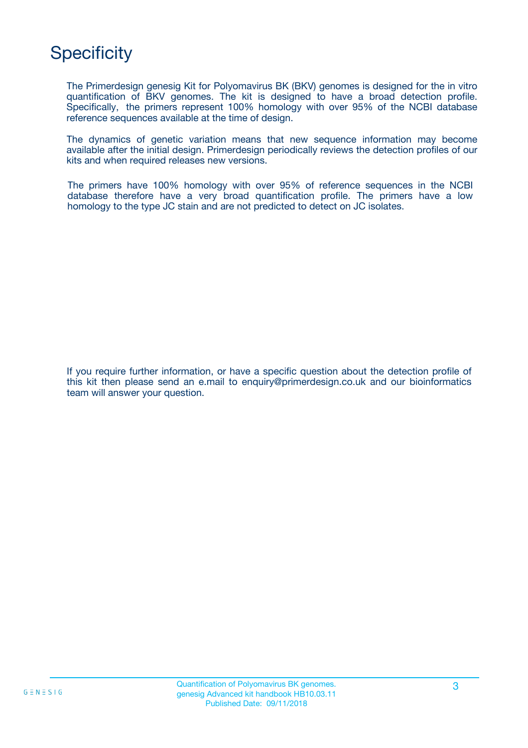# Specificity

The Primerdesign genesig Kit for Polyomavirus BK (BKV) genomes is designed for the in vitro quantification of BKV genomes. The kit is designed to have a broad detection profile. Specifically, the primers represent 100% homology with over 95% of the NCBI database reference sequences available at the time of design.

The dynamics of genetic variation means that new sequence information may become available after the initial design. Primerdesign periodically reviews the detection profiles of our kits and when required releases new versions.

The primers have 100% homology with over 95% of reference sequences in the NCBI database therefore have a very broad quantification profile. The primers have a low homology to the type JC stain and are not predicted to detect on JC isolates.

If you require further information, or have a specific question about the detection profile of this kit then please send an e.mail to enquiry@primerdesign.co.uk and our bioinformatics team will answer your question.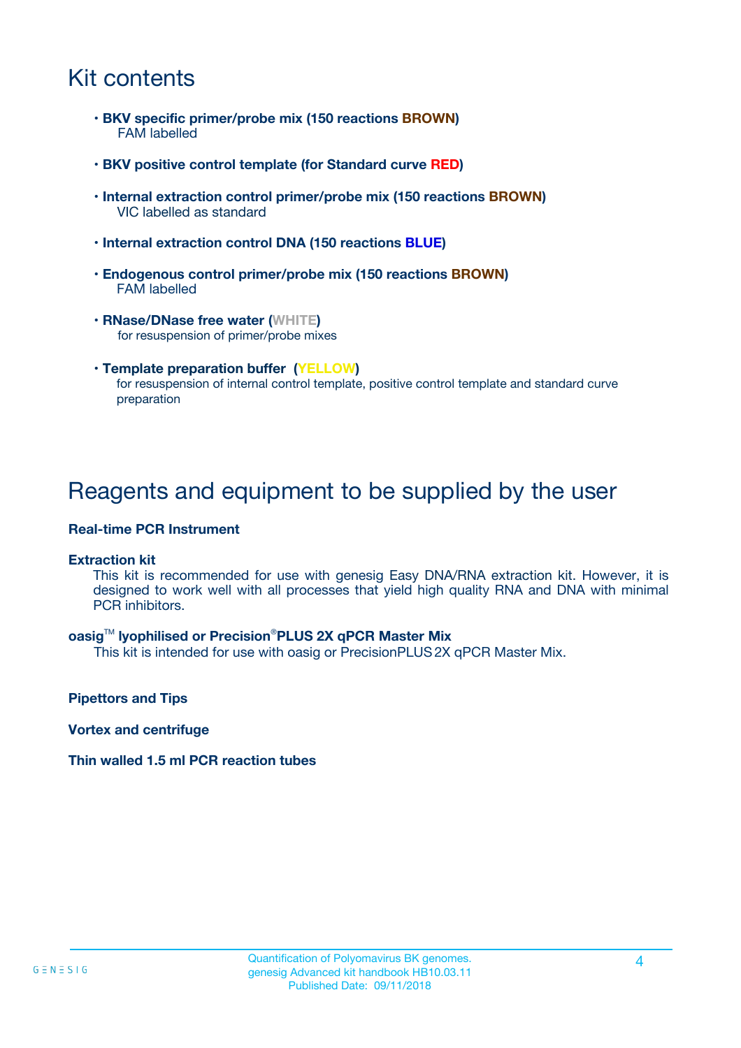# Kit contents

- **BKV specific primer/probe mix (150 reactions BROWN)**
  FAM labelled

- **BKV positive control template (for Standard curve RED)**

- **Internal extraction control primer/probe mix (150 reactions BROWN)**
  VIC labelled as standard

- **Internal extraction control DNA (150 reactions BLUE)**

- **Endogenous control primer/probe mix (150 reactions BROWN)**
  FAM labelled

- **RNase/DNase free water (WHITE)**
  for resuspension of primer/probe mixes

- **Template preparation buffer (YELLOW)**
  for resuspension of internal control template, positive control template and standard curve preparation

# Reagents and equipment to be supplied by the user

**Real-time PCR Instrument**

**Extraction kit**

This kit is recommended for use with genesig Easy DNA/RNA extraction kit. However, it is designed to work well with all processes that yield high quality RNA and DNA with minimal PCR inhibitors.

**oasig™ lyophilised or Precision®PLUS 2X qPCR Master Mix**

This kit is intended for use with oasig or PrecisionPLUS 2X qPCR Master Mix.

**Pipettors and Tips**

**Vortex and centrifuge**

**Thin walled 1.5 ml PCR reaction tubes**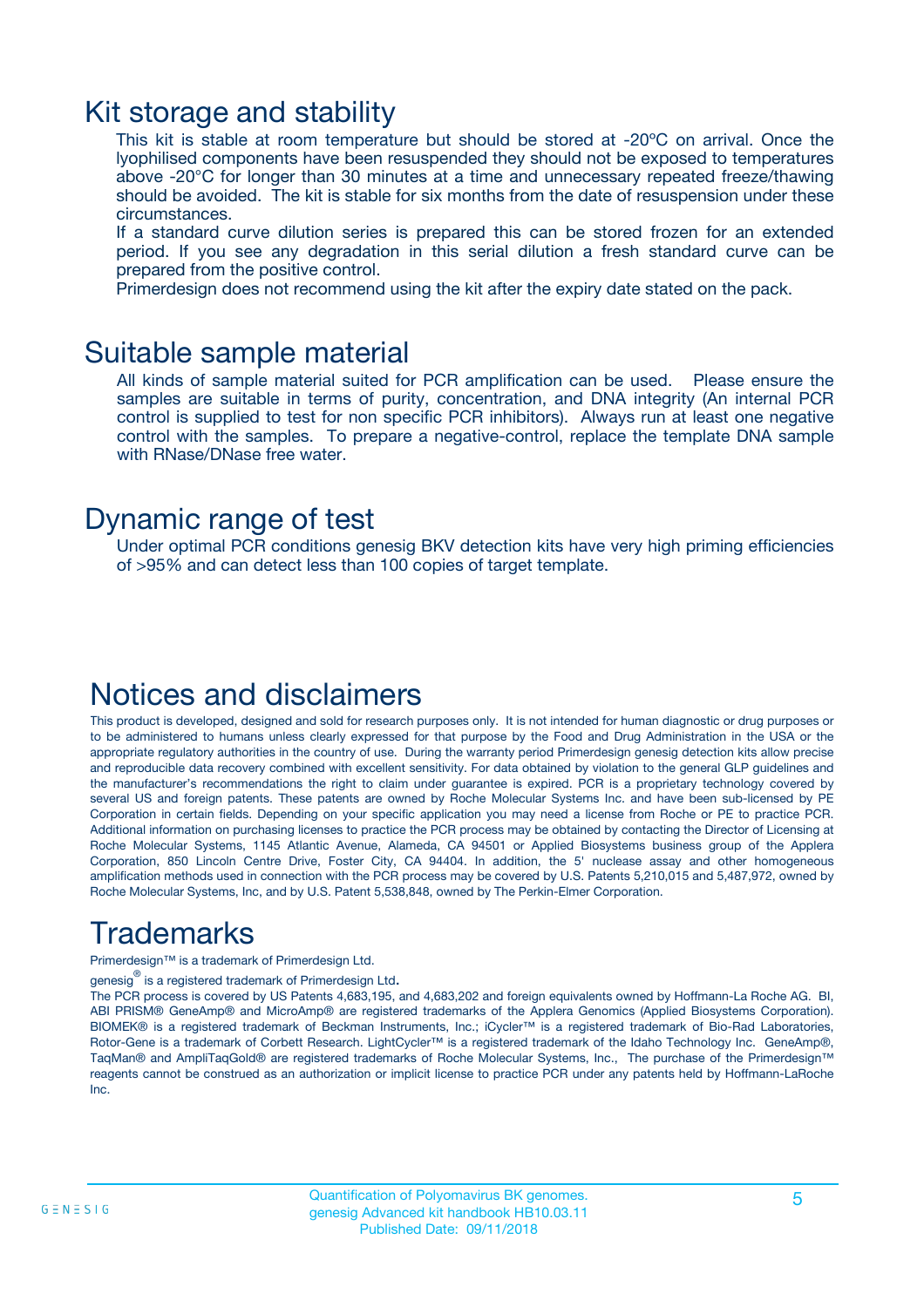## Kit storage and stability

This kit is stable at room temperature but should be stored at -20ºC on arrival. Once the lyophilised components have been resuspended they should not be exposed to temperatures above -20°C for longer than 30 minutes at a time and unnecessary repeated freeze/thawing should be avoided. The kit is stable for six months from the date of resuspension under these circumstances.

If a standard curve dilution series is prepared this can be stored frozen for an extended period. If you see any degradation in this serial dilution a fresh standard curve can be prepared from the positive control.

Primerdesign does not recommend using the kit after the expiry date stated on the pack.

## Suitable sample material

All kinds of sample material suited for PCR amplification can be used. Please ensure the samples are suitable in terms of purity, concentration, and DNA integrity (An internal PCR control is supplied to test for non specific PCR inhibitors). Always run at least one negative control with the samples. To prepare a negative-control, replace the template DNA sample with RNase/DNase free water.

## Dynamic range of test

Under optimal PCR conditions genesig BKV detection kits have very high priming efficiencies of >95% and can detect less than 100 copies of target template.

## Notices and disclaimers

This product is developed, designed and sold for research purposes only. It is not intended for human diagnostic or drug purposes or to be administered to humans unless clearly expressed for that purpose by the Food and Drug Administration in the USA or the appropriate regulatory authorities in the country of use. During the warranty period Primerdesign genesig detection kits allow precise and reproducible data recovery combined with excellent sensitivity. For data obtained by violation to the general GLP guidelines and the manufacturer's recommendations the right to claim under guarantee is expired. PCR is a proprietary technology covered by several US and foreign patents. These patents are owned by Roche Molecular Systems Inc. and have been sub-licensed by PE Corporation in certain fields. Depending on your specific application you may need a license from Roche or PE to practice PCR. Additional information on purchasing licenses to practice the PCR process may be obtained by contacting the Director of Licensing at Roche Molecular Systems, 1145 Atlantic Avenue, Alameda, CA 94501 or Applied Biosystems business group of the Applera Corporation, 850 Lincoln Centre Drive, Foster City, CA 94404. In addition, the 5' nuclease assay and other homogeneous amplification methods used in connection with the PCR process may be covered by U.S. Patents 5,210,015 and 5,487,972, owned by Roche Molecular Systems, Inc, and by U.S. Patent 5,538,848, owned by The Perkin-Elmer Corporation.

## Trademarks

Primerdesign™ is a trademark of Primerdesign Ltd.

genesig® is a registered trademark of Primerdesign Ltd.

The PCR process is covered by US Patents 4,683,195, and 4,683,202 and foreign equivalents owned by Hoffmann-La Roche AG. BI, ABI PRISM® GeneAmp® and MicroAmp® are registered trademarks of the Applera Genomics (Applied Biosystems Corporation). BIOMEK® is a registered trademark of Beckman Instruments, Inc.; iCycler™ is a registered trademark of Bio-Rad Laboratories, Rotor-Gene is a trademark of Corbett Research. LightCycler™ is a registered trademark of the Idaho Technology Inc. GeneAmp®, TaqMan® and AmpliTaqGold® are registered trademarks of Roche Molecular Systems, Inc., The purchase of the Primerdesign™ reagents cannot be construed as an authorization or implicit license to practice PCR under any patents held by Hoffmann-LaRoche Inc.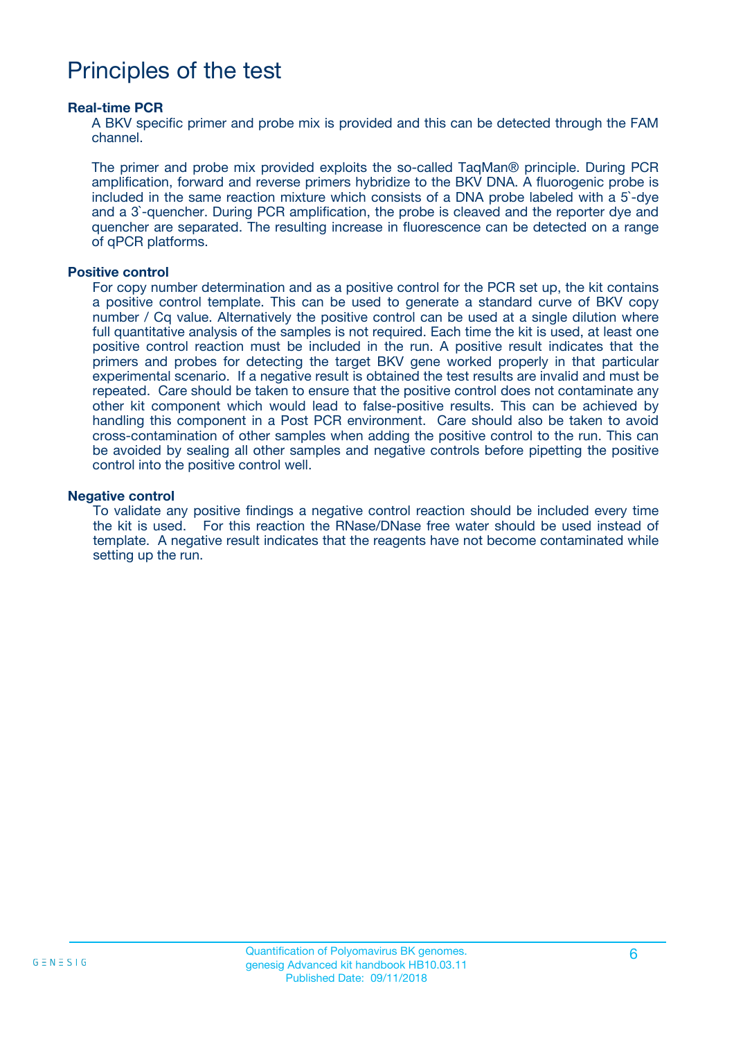# Principles of the test

**Real-time PCR**

A BKV specific primer and probe mix is provided and this can be detected through the FAM channel.

The primer and probe mix provided exploits the so-called TaqMan® principle. During PCR amplification, forward and reverse primers hybridize to the BKV DNA. A fluorogenic probe is included in the same reaction mixture which consists of a DNA probe labeled with a 5`-dye and a 3`-quencher. During PCR amplification, the probe is cleaved and the reporter dye and quencher are separated. The resulting increase in fluorescence can be detected on a range of qPCR platforms.

**Positive control**

For copy number determination and as a positive control for the PCR set up, the kit contains a positive control template. This can be used to generate a standard curve of BKV copy number / Cq value. Alternatively the positive control can be used at a single dilution where full quantitative analysis of the samples is not required. Each time the kit is used, at least one positive control reaction must be included in the run. A positive result indicates that the primers and probes for detecting the target BKV gene worked properly in that particular experimental scenario. If a negative result is obtained the test results are invalid and must be repeated. Care should be taken to ensure that the positive control does not contaminate any other kit component which would lead to false-positive results. This can be achieved by handling this component in a Post PCR environment. Care should also be taken to avoid cross-contamination of other samples when adding the positive control to the run. This can be avoided by sealing all other samples and negative controls before pipetting the positive control into the positive control well.

**Negative control**

To validate any positive findings a negative control reaction should be included every time the kit is used. For this reaction the RNase/DNase free water should be used instead of template. A negative result indicates that the reagents have not become contaminated while setting up the run.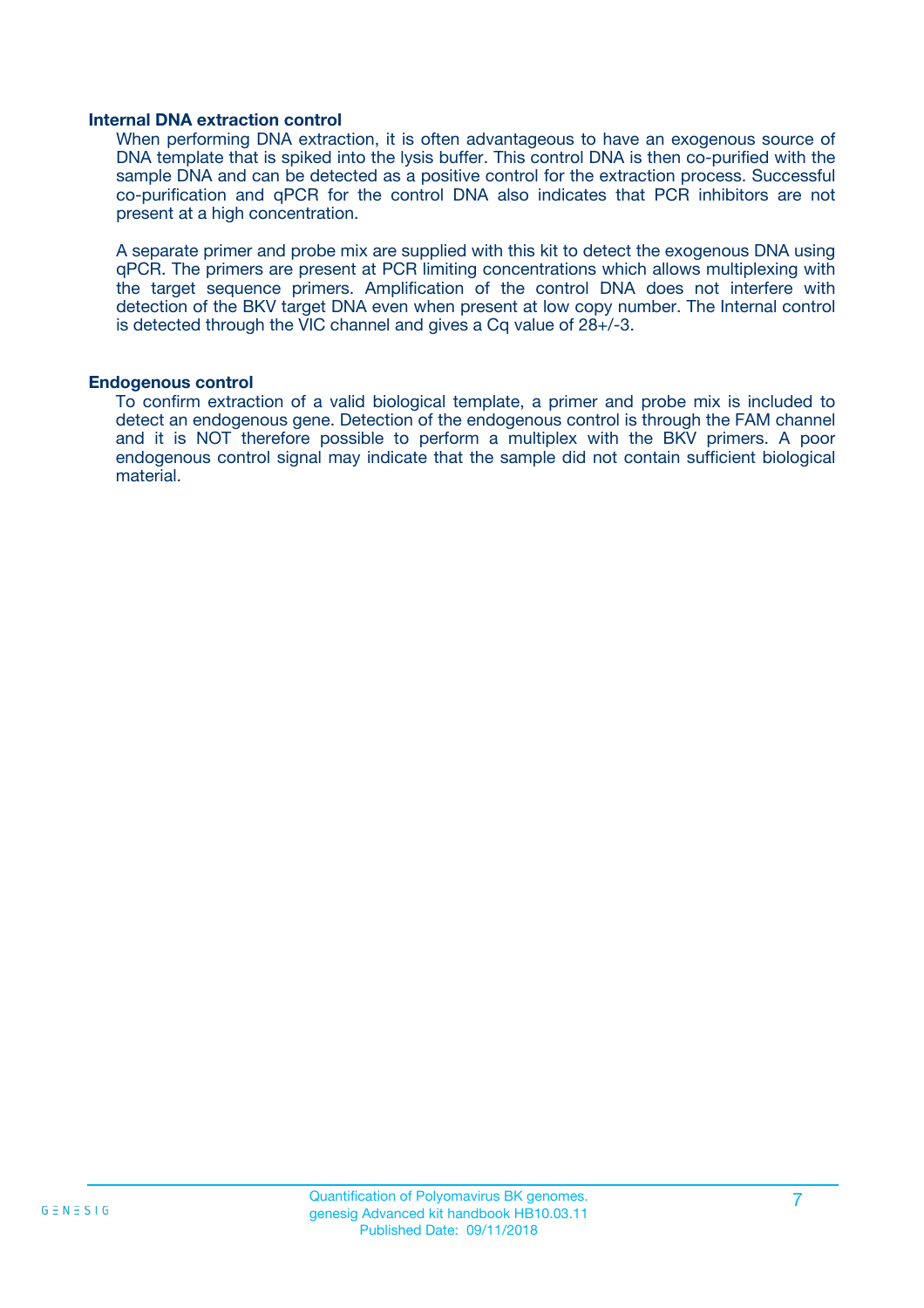### Internal DNA extraction control

When performing DNA extraction, it is often advantageous to have an exogenous source of DNA template that is spiked into the lysis buffer. This control DNA is then co-purified with the sample DNA and can be detected as a positive control for the extraction process. Successful co-purification and qPCR for the control DNA also indicates that PCR inhibitors are not present at a high concentration.

A separate primer and probe mix are supplied with this kit to detect the exogenous DNA using qPCR. The primers are present at PCR limiting concentrations which allows multiplexing with the target sequence primers. Amplification of the control DNA does not interfere with detection of the BKV target DNA even when present at low copy number. The Internal control is detected through the VIC channel and gives a Cq value of 28+/-3.

### Endogenous control

To confirm extraction of a valid biological template, a primer and probe mix is included to detect an endogenous gene. Detection of the endogenous control is through the FAM channel and it is NOT therefore possible to perform a multiplex with the BKV primers. A poor endogenous control signal may indicate that the sample did not contain sufficient biological material.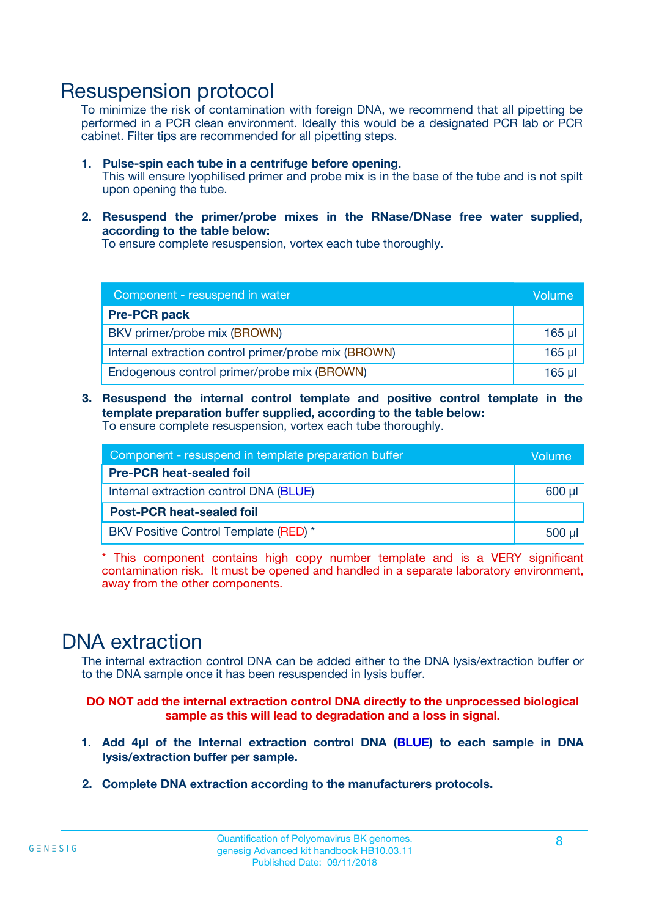# Resuspension protocol

To minimize the risk of contamination with foreign DNA, we recommend that all pipetting be performed in a PCR clean environment. Ideally this would be a designated PCR lab or PCR cabinet. Filter tips are recommended for all pipetting steps.

1. **Pulse-spin each tube in a centrifuge before opening.**
   This will ensure lyophilised primer and probe mix is in the base of the tube and is not spilt upon opening the tube.

2. **Resuspend the primer/probe mixes in the RNase/DNase free water supplied, according to the table below:**
   To ensure complete resuspension, vortex each tube thoroughly.

| Component - resuspend in water | Volume |
|---|---|
| **Pre-PCR pack** | |
| BKV primer/probe mix (BROWN) | 165 µl |
| Internal extraction control primer/probe mix (BROWN) | 165 µl |
| Endogenous control primer/probe mix (BROWN) | 165 µl |

3. **Resuspend the internal control template and positive control template in the template preparation buffer supplied, according to the table below:**
   To ensure complete resuspension, vortex each tube thoroughly.

| Component - resuspend in template preparation buffer | Volume |
|---|---|
| **Pre-PCR heat-sealed foil** | |
| Internal extraction control DNA (BLUE) | 600 µl |
| **Post-PCR heat-sealed foil** | |
| BKV Positive Control Template (RED) * | 500 µl |

* This component contains high copy number template and is a VERY significant contamination risk. It must be opened and handled in a separate laboratory environment, away from the other components.

# DNA extraction

The internal extraction control DNA can be added either to the DNA lysis/extraction buffer or to the DNA sample once it has been resuspended in lysis buffer.

**DO NOT add the internal extraction control DNA directly to the unprocessed biological sample as this will lead to degradation and a loss in signal.**

1. **Add 4µl of the Internal extraction control DNA (BLUE) to each sample in DNA lysis/extraction buffer per sample.**

2. **Complete DNA extraction according to the manufacturers protocols.**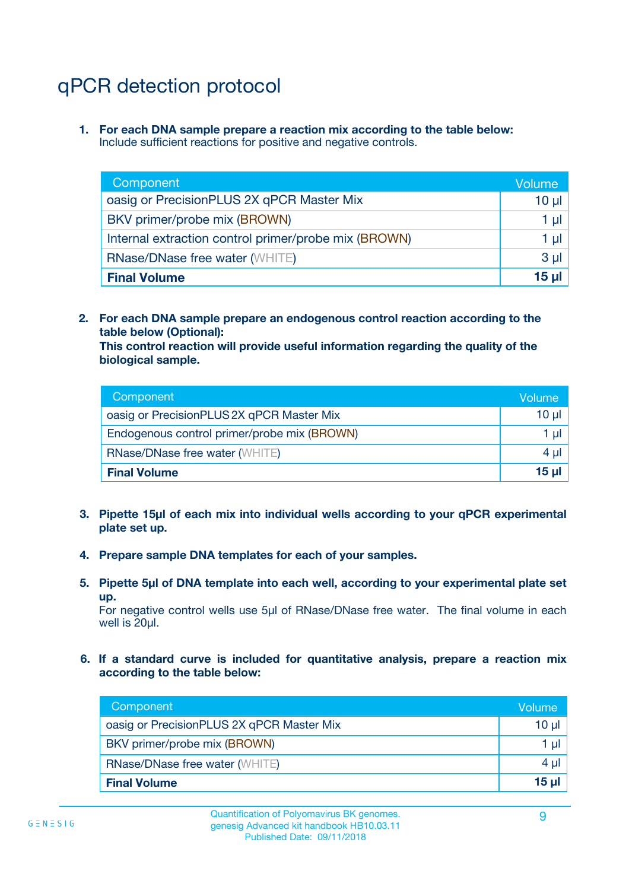# qPCR detection protocol

1. **For each DNA sample prepare a reaction mix according to the table below:**
   Include sufficient reactions for positive and negative controls.

| Component | Volume |
|---|---|
| oasig or PrecisionPLUS 2X qPCR Master Mix | 10 µl |
| BKV primer/probe mix (BROWN) | 1 µl |
| Internal extraction control primer/probe mix (BROWN) | 1 µl |
| RNase/DNase free water (WHITE) | 3 µl |
| **Final Volume** | **15 µl** |

2. **For each DNA sample prepare an endogenous control reaction according to the table below (Optional):**
   **This control reaction will provide useful information regarding the quality of the biological sample.**

| Component | Volume |
|---|---|
| oasig or PrecisionPLUS 2X qPCR Master Mix | 10 µl |
| Endogenous control primer/probe mix (BROWN) | 1 µl |
| RNase/DNase free water (WHITE) | 4 µl |
| **Final Volume** | **15 µl** |

3. **Pipette 15µl of each mix into individual wells according to your qPCR experimental plate set up.**

4. **Prepare sample DNA templates for each of your samples.**

5. **Pipette 5µl of DNA template into each well, according to your experimental plate set up.**
   For negative control wells use 5µl of RNase/DNase free water. The final volume in each well is 20µl.

6. **If a standard curve is included for quantitative analysis, prepare a reaction mix according to the table below:**

| Component | Volume |
|---|---|
| oasig or PrecisionPLUS 2X qPCR Master Mix | 10 µl |
| BKV primer/probe mix (BROWN) | 1 µl |
| RNase/DNase free water (WHITE) | 4 µl |
| **Final Volume** | **15 µl** |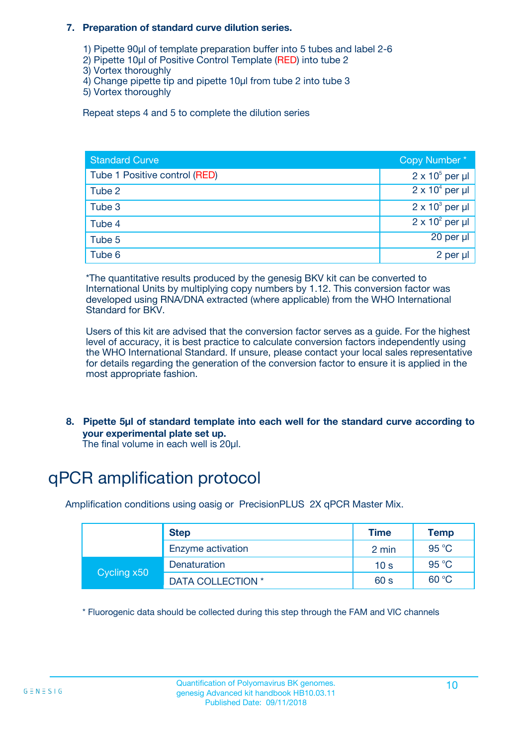**7. Preparation of standard curve dilution series.**

1) Pipette 90µl of template preparation buffer into 5 tubes and label 2-6
2) Pipette 10µl of Positive Control Template (RED) into tube 2
3) Vortex thoroughly
4) Change pipette tip and pipette 10µl from tube 2 into tube 3
5) Vortex thoroughly

Repeat steps 4 and 5 to complete the dilution series

| Standard Curve | Copy Number * |
|---|---|
| Tube 1 Positive control (RED) | $2 \times 10^5$ per µl |
| Tube 2 | $2 \times 10^4$ per µl |
| Tube 3 | $2 \times 10^3$ per µl |
| Tube 4 | $2 \times 10^2$ per µl |
| Tube 5 | 20 per µl |
| Tube 6 | 2 per µl |

*The quantitative results produced by the genesig BKV kit can be converted to International Units by multiplying copy numbers by 1.12. This conversion factor was developed using RNA/DNA extracted (where applicable) from the WHO International Standard for BKV.

Users of this kit are advised that the conversion factor serves as a guide. For the highest level of accuracy, it is best practice to calculate conversion factors independently using the WHO International Standard. If unsure, please contact your local sales representative for details regarding the generation of the conversion factor to ensure it is applied in the most appropriate fashion.

**8. Pipette 5µl of standard template into each well for the standard curve according to your experimental plate set up.**
The final volume in each well is 20µl.

# qPCR amplification protocol

Amplification conditions using oasig or PrecisionPLUS 2X qPCR Master Mix.

| | Step | Time | Temp |
|---|---|---|---|
| | Enzyme activation | 2 min | 95 °C |
| Cycling x50 | Denaturation | 10 s | 95 °C |
| | DATA COLLECTION * | 60 s | 60 °C |

* Fluorogenic data should be collected during this step through the FAM and VIC channels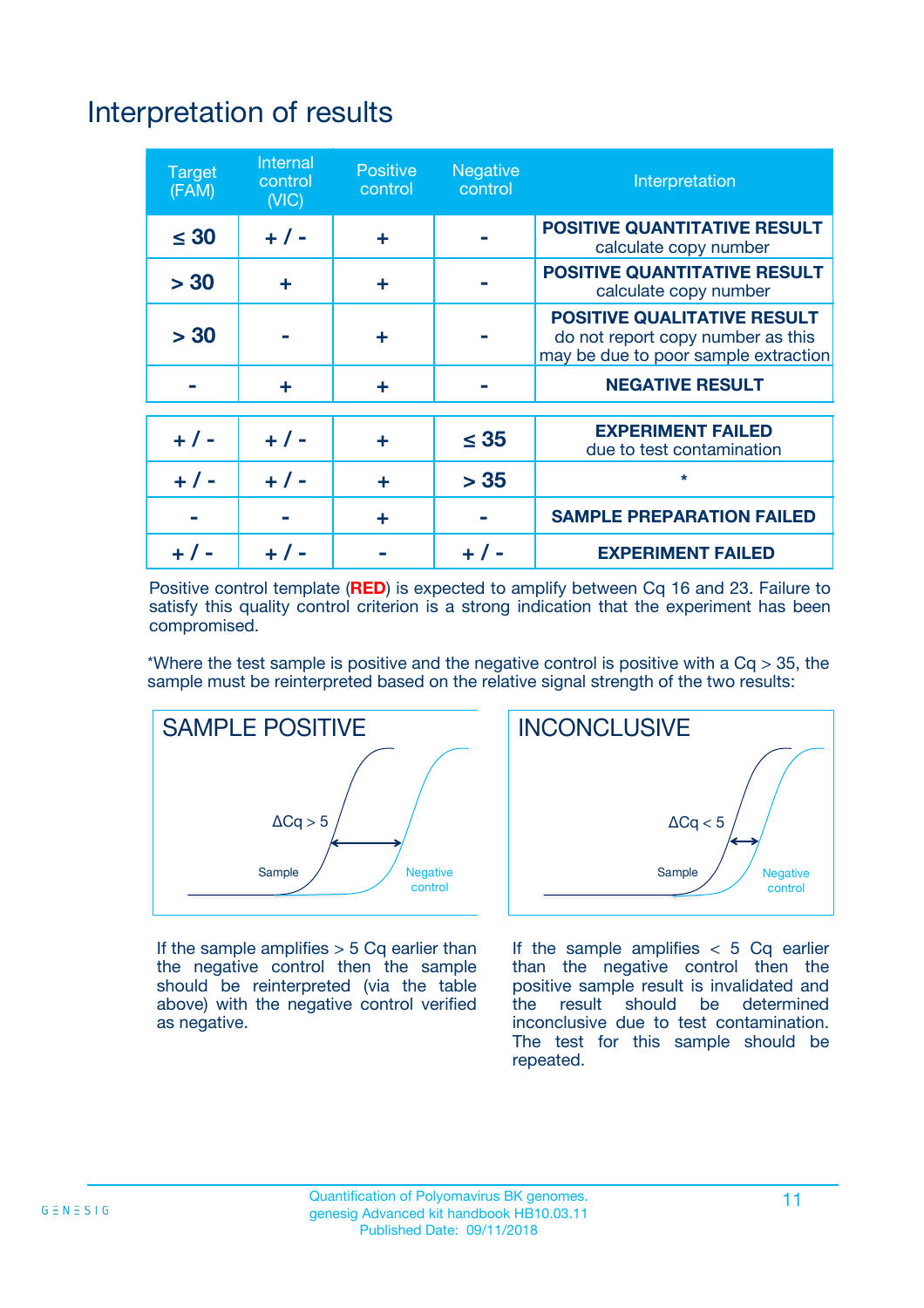# Interpretation of results

| Target (FAM) | Internal control (VIC) | Positive control | Negative control | Interpretation |
|---|---|---|---|---|
| ≤ 30 | + / - | + | - | **POSITIVE QUANTITATIVE RESULT** calculate copy number |
| > 30 | + | + | - | **POSITIVE QUANTITATIVE RESULT** calculate copy number |
| > 30 | - | + | - | **POSITIVE QUALITATIVE RESULT** do not report copy number as this may be due to poor sample extraction |
| - | + | + | - | **NEGATIVE RESULT** |
| + / - | + / - | + | ≤ 35 | **EXPERIMENT FAILED** due to test contamination |
| + / - | + / - | + | > 35 | * |
| - | - | + | - | **SAMPLE PREPARATION FAILED** |
| + / - | + / - | - | + / - | **EXPERIMENT FAILED** |

Positive control template (**RED**) is expected to amplify between Cq 16 and 23. Failure to satisfy this quality control criterion is a strong indication that the experiment has been compromised.

*Where the test sample is positive and the negative control is positive with a Cq > 35, the sample must be reinterpreted based on the relative signal strength of the two results:

**SAMPLE POSITIVE**

ΔCq > 5

Sample

Negative control

If the sample amplifies > 5 Cq earlier than the negative control then the sample should be reinterpreted (via the table above) with the negative control verified as negative.

**INCONCLUSIVE**

ΔCq < 5

Sample

Negative control

If the sample amplifies < 5 Cq earlier than the negative control then the positive sample result is invalidated and the result should be determined inconclusive due to test contamination. The test for this sample should be repeated.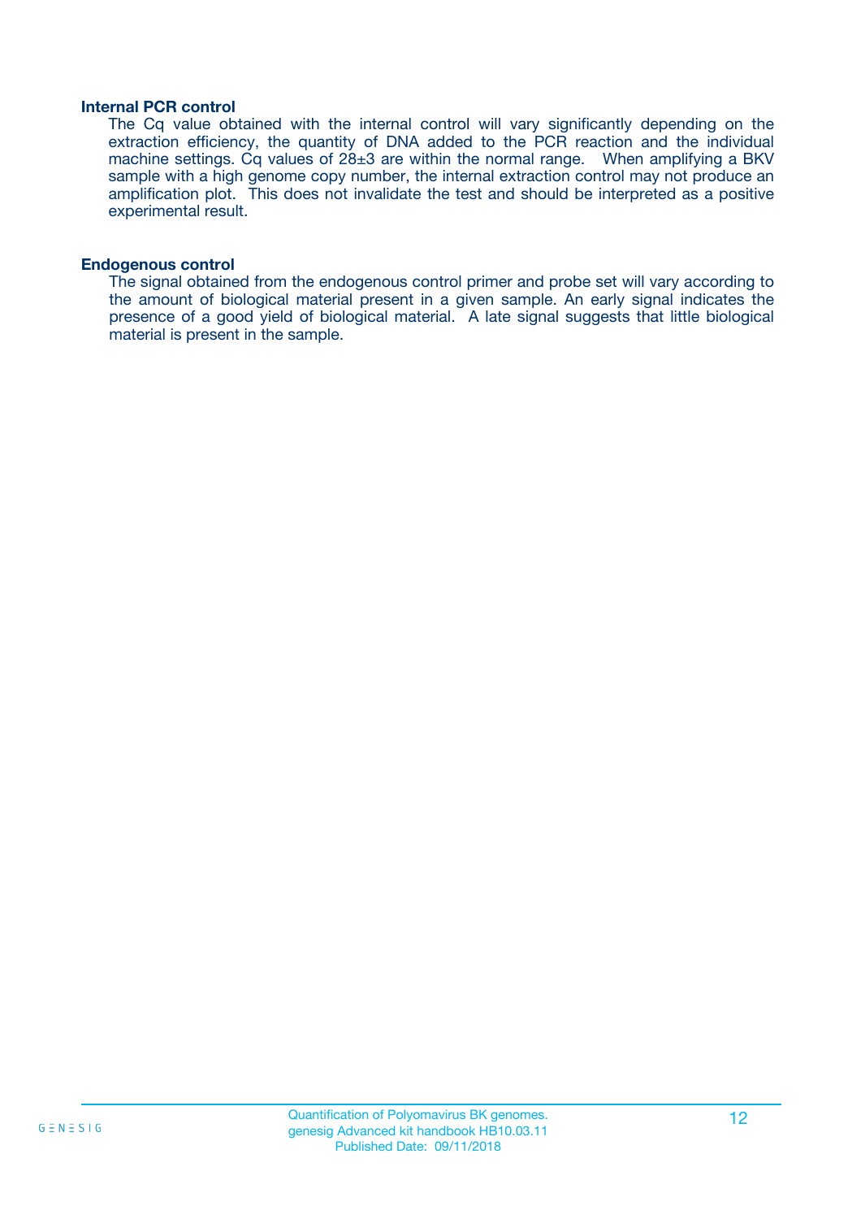**Internal PCR control**

The Cq value obtained with the internal control will vary significantly depending on the extraction efficiency, the quantity of DNA added to the PCR reaction and the individual machine settings. Cq values of 28±3 are within the normal range. When amplifying a BKV sample with a high genome copy number, the internal extraction control may not produce an amplification plot. This does not invalidate the test and should be interpreted as a positive experimental result.

**Endogenous control**

The signal obtained from the endogenous control primer and probe set will vary according to the amount of biological material present in a given sample. An early signal indicates the presence of a good yield of biological material. A late signal suggests that little biological material is present in the sample.